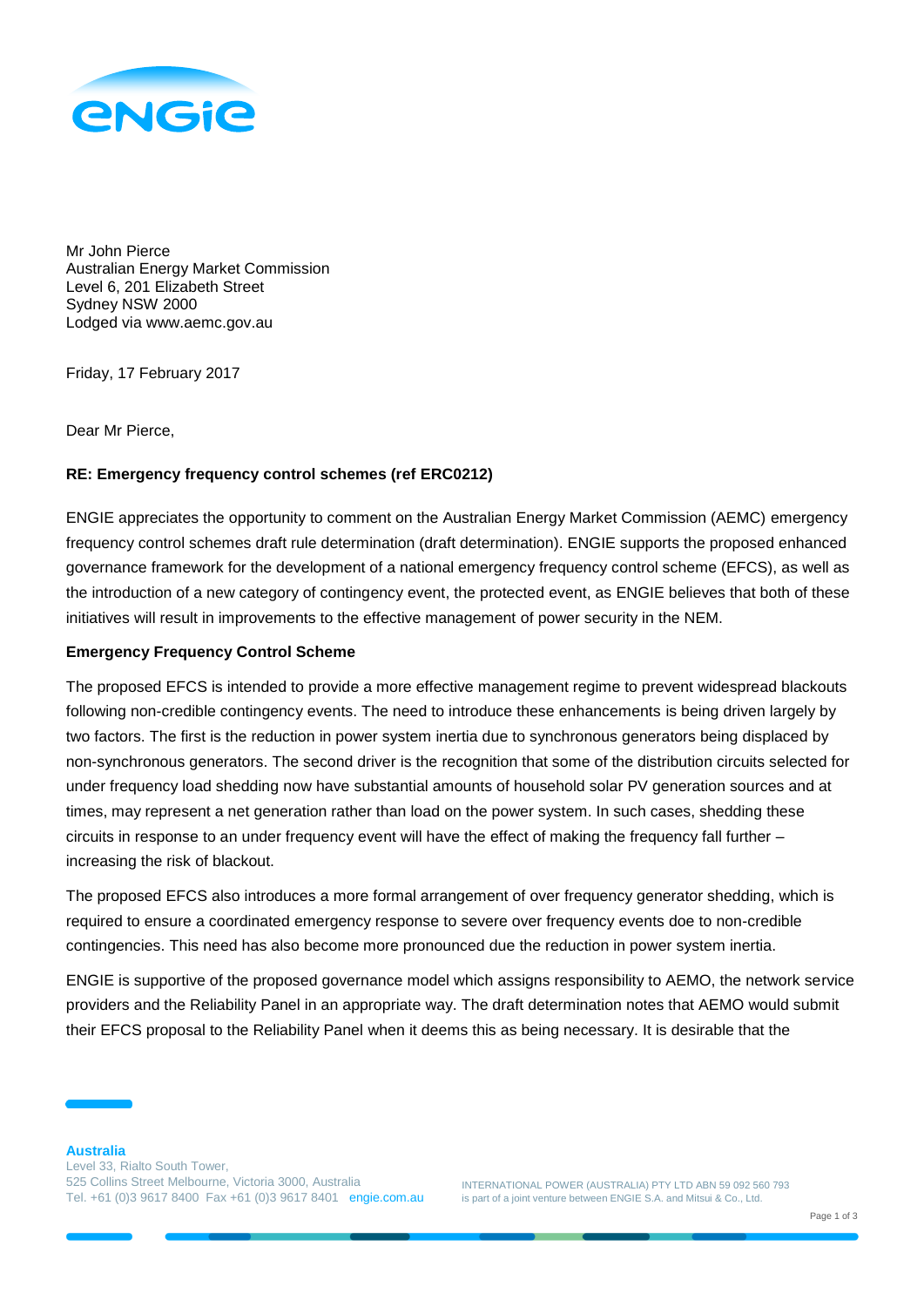Mr John Pierce
Australian Energy Market Commission
Level 6, 201 Elizabeth Street
Sydney NSW 2000
Lodged via www.aemc.gov.au

Friday, 17 February 2017

Dear Mr Pierce,

**RE: Emergency frequency control schemes (ref ERC0212)**

ENGIE appreciates the opportunity to comment on the Australian Energy Market Commission (AEMC) emergency frequency control schemes draft rule determination (draft determination). ENGIE supports the proposed enhanced governance framework for the development of a national emergency frequency control scheme (EFCS), as well as the introduction of a new category of contingency event, the protected event, as ENGIE believes that both of these initiatives will result in improvements to the effective management of power security in the NEM.

**Emergency Frequency Control Scheme**

The proposed EFCS is intended to provide a more effective management regime to prevent widespread blackouts following non-credible contingency events. The need to introduce these enhancements is being driven largely by two factors. The first is the reduction in power system inertia due to synchronous generators being displaced by non-synchronous generators. The second driver is the recognition that some of the distribution circuits selected for under frequency load shedding now have substantial amounts of household solar PV generation sources and at times, may represent a net generation rather than load on the power system. In such cases, shedding these circuits in response to an under frequency event will have the effect of making the frequency fall further – increasing the risk of blackout.

The proposed EFCS also introduces a more formal arrangement of over frequency generator shedding, which is required to ensure a coordinated emergency response to severe over frequency events doe to non-credible contingencies. This need has also become more pronounced due the reduction in power system inertia.

ENGIE is supportive of the proposed governance model which assigns responsibility to AEMO, the network service providers and the Reliability Panel in an appropriate way. The draft determination notes that AEMO would submit their EFCS proposal to the Reliability Panel when it deems this as being necessary. It is desirable that the

**Australia**
Level 33, Rialto South Tower,
525 Collins Street Melbourne, Victoria 3000, Australia
Tel. +61 (0)3 9617 8400 Fax +61 (0)3 9617 8401 engie.com.au

INTERNATIONAL POWER (AUSTRALIA) PTY LTD ABN 59 092 560 793
is part of a joint venture between ENGIE S.A. and Mitsui & Co., Ltd.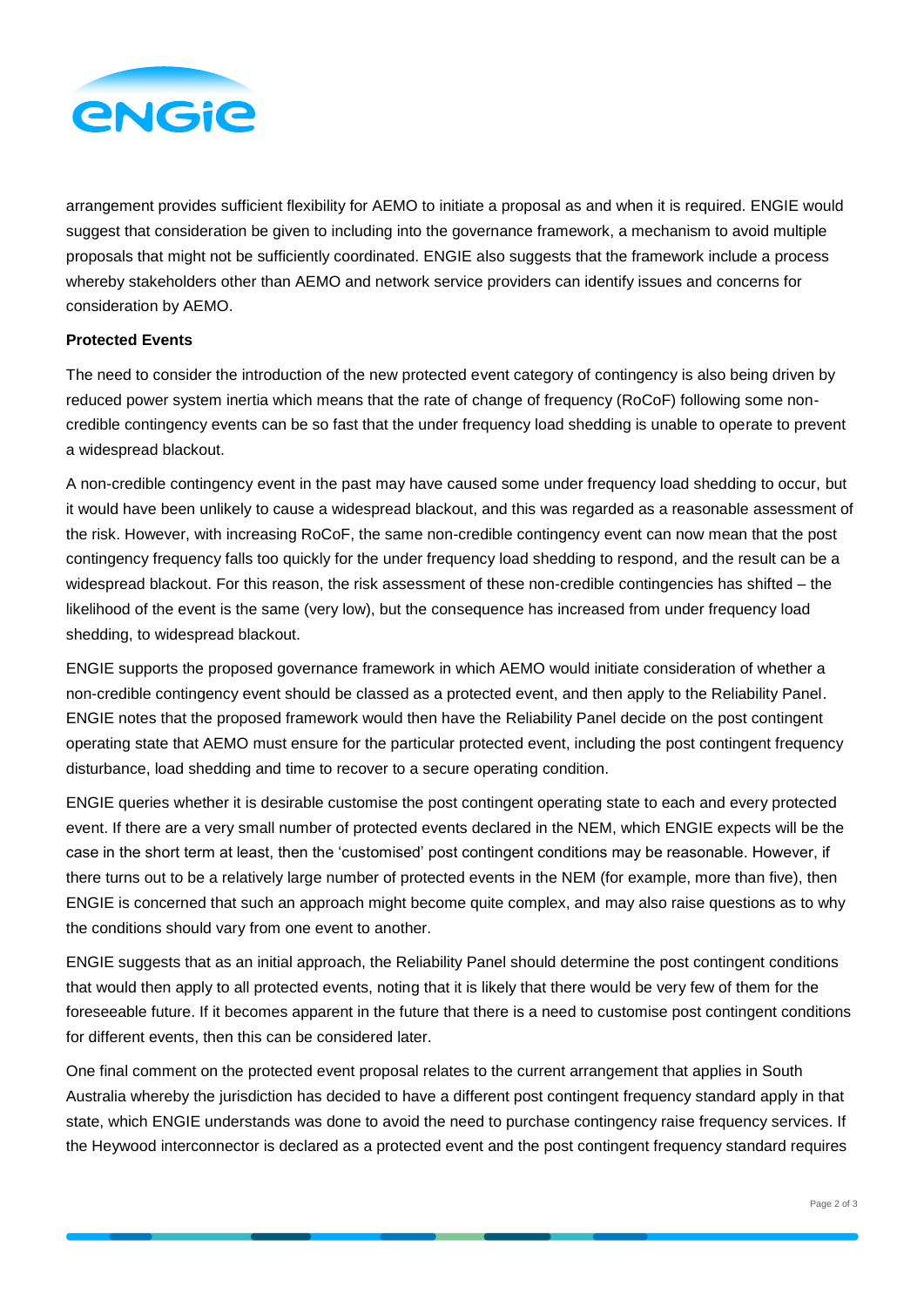arrangement provides sufficient flexibility for AEMO to initiate a proposal as and when it is required. ENGIE would suggest that consideration be given to including into the governance framework, a mechanism to avoid multiple proposals that might not be sufficiently coordinated. ENGIE also suggests that the framework include a process whereby stakeholders other than AEMO and network service providers can identify issues and concerns for consideration by AEMO.

**Protected Events**

The need to consider the introduction of the new protected event category of contingency is also being driven by reduced power system inertia which means that the rate of change of frequency (RoCoF) following some non-credible contingency events can be so fast that the under frequency load shedding is unable to operate to prevent a widespread blackout.

A non-credible contingency event in the past may have caused some under frequency load shedding to occur, but it would have been unlikely to cause a widespread blackout, and this was regarded as a reasonable assessment of the risk. However, with increasing RoCoF, the same non-credible contingency event can now mean that the post contingency frequency falls too quickly for the under frequency load shedding to respond, and the result can be a widespread blackout. For this reason, the risk assessment of these non-credible contingencies has shifted – the likelihood of the event is the same (very low), but the consequence has increased from under frequency load shedding, to widespread blackout.

ENGIE supports the proposed governance framework in which AEMO would initiate consideration of whether a non-credible contingency event should be classed as a protected event, and then apply to the Reliability Panel. ENGIE notes that the proposed framework would then have the Reliability Panel decide on the post contingent operating state that AEMO must ensure for the particular protected event, including the post contingent frequency disturbance, load shedding and time to recover to a secure operating condition.

ENGIE queries whether it is desirable customise the post contingent operating state to each and every protected event. If there are a very small number of protected events declared in the NEM, which ENGIE expects will be the case in the short term at least, then the 'customised' post contingent conditions may be reasonable. However, if there turns out to be a relatively large number of protected events in the NEM (for example, more than five), then ENGIE is concerned that such an approach might become quite complex, and may also raise questions as to why the conditions should vary from one event to another.

ENGIE suggests that as an initial approach, the Reliability Panel should determine the post contingent conditions that would then apply to all protected events, noting that it is likely that there would be very few of them for the foreseeable future. If it becomes apparent in the future that there is a need to customise post contingent conditions for different events, then this can be considered later.

One final comment on the protected event proposal relates to the current arrangement that applies in South Australia whereby the jurisdiction has decided to have a different post contingent frequency standard apply in that state, which ENGIE understands was done to avoid the need to purchase contingency raise frequency services. If the Heywood interconnector is declared as a protected event and the post contingent frequency standard requires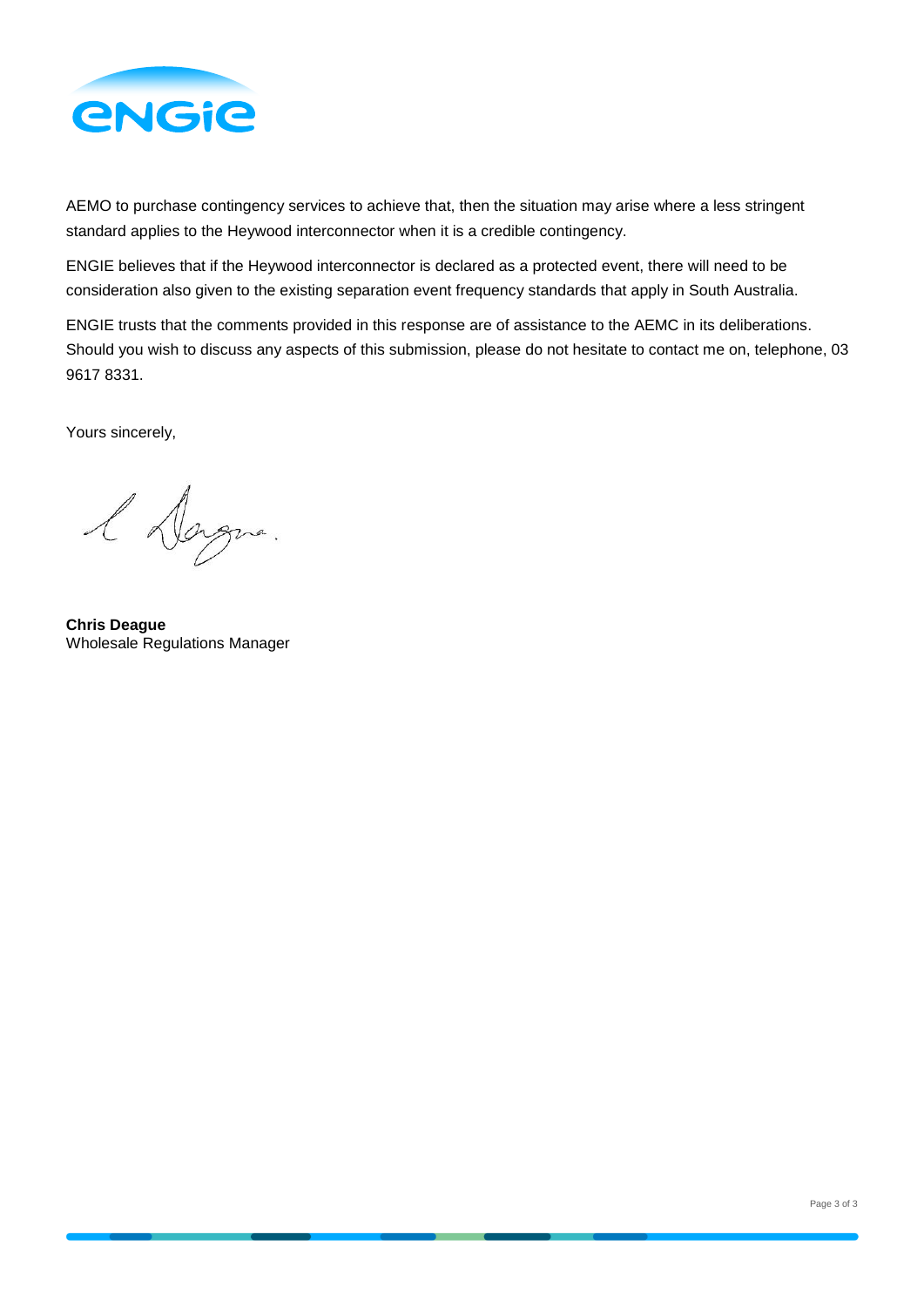AEMO to purchase contingency services to achieve that, then the situation may arise where a less stringent standard applies to the Heywood interconnector when it is a credible contingency.

ENGIE believes that if the Heywood interconnector is declared as a protected event, there will need to be consideration also given to the existing separation event frequency standards that apply in South Australia.

ENGIE trusts that the comments provided in this response are of assistance to the AEMC in its deliberations. Should you wish to discuss any aspects of this submission, please do not hesitate to contact me on, telephone, 03 9617 8331.

Yours sincerely,

**Chris Deague**
Wholesale Regulations Manager